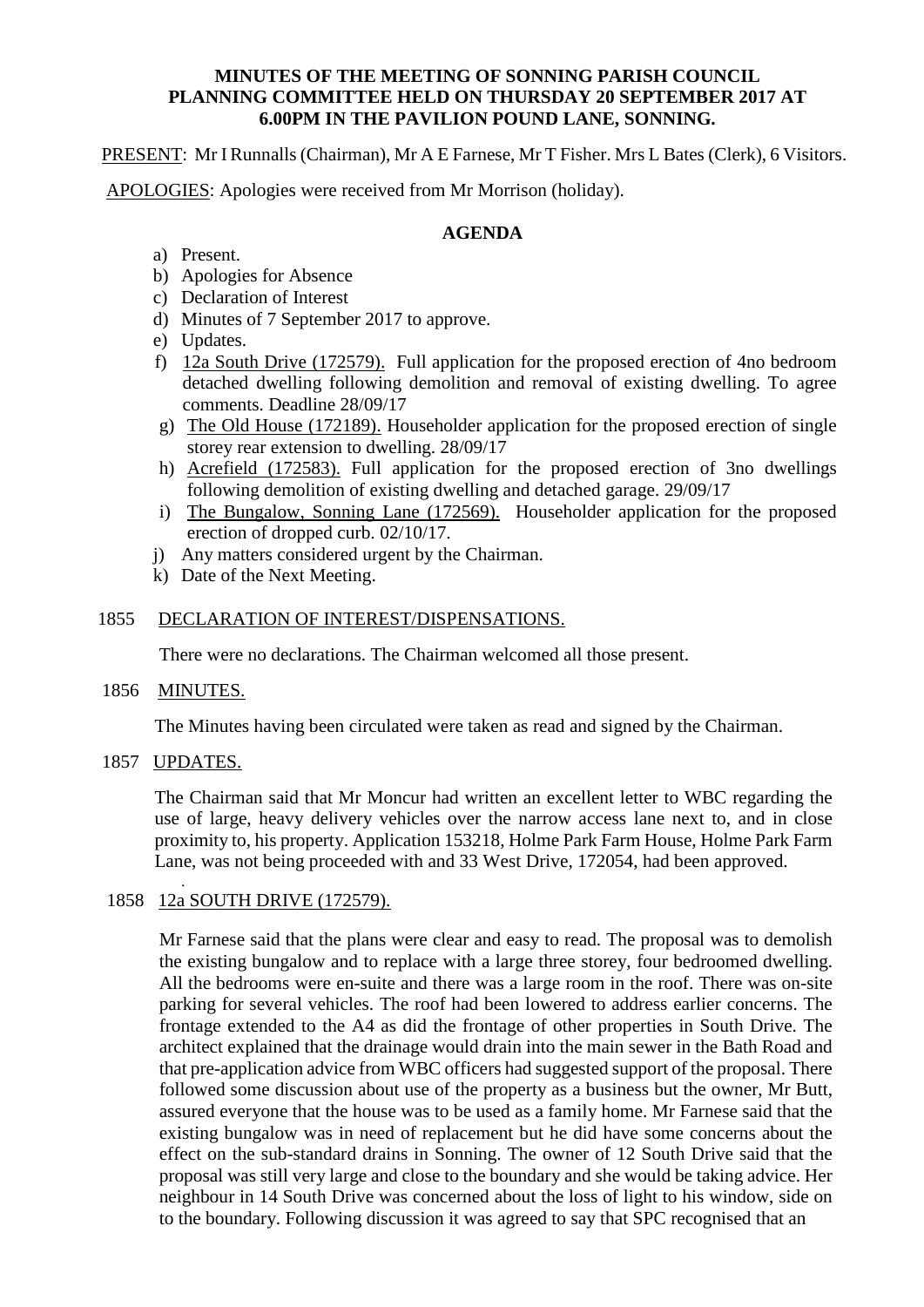**MINUTES OF THE MEETING OF SONNING PARISH COUNCIL PLANNING COMMITTEE HELD ON THURSDAY 20 SEPTEMBER 2017 AT 6.00PM IN THE PAVILION POUND LANE, SONNING.**

PRESENT: Mr I Runnalls (Chairman), Mr A E Farnese, Mr T Fisher. Mrs L Bates (Clerk), 6 Visitors.

APOLOGIES: Apologies were received from Mr Morrison (holiday).

## AGENDA

a) Present.
b) Apologies for Absence
c) Declaration of Interest
d) Minutes of 7 September 2017 to approve.
e) Updates.
f) 12a South Drive (172579). Full application for the proposed erection of 4no bedroom detached dwelling following demolition and removal of existing dwelling. To agree comments. Deadline 28/09/17
g) The Old House (172189). Householder application for the proposed erection of single storey rear extension to dwelling. 28/09/17
h) Acrefield (172583). Full application for the proposed erection of 3no dwellings following demolition of existing dwelling and detached garage. 29/09/17
i) The Bungalow, Sonning Lane (172569). Householder application for the proposed erection of dropped curb. 02/10/17.
j) Any matters considered urgent by the Chairman.
k) Date of the Next Meeting.

1855 DECLARATION OF INTEREST/DISPENSATIONS.

There were no declarations. The Chairman welcomed all those present.

1856 MINUTES.

The Minutes having been circulated were taken as read and signed by the Chairman.

1857 UPDATES.

The Chairman said that Mr Moncur had written an excellent letter to WBC regarding the use of large, heavy delivery vehicles over the narrow access lane next to, and in close proximity to, his property. Application 153218, Holme Park Farm House, Holme Park Farm Lane, was not being proceeded with and 33 West Drive, 172054, had been approved.

1858 12a SOUTH DRIVE (172579).

Mr Farnese said that the plans were clear and easy to read. The proposal was to demolish the existing bungalow and to replace with a large three storey, four bedroomed dwelling. All the bedrooms were en-suite and there was a large room in the roof. There was on-site parking for several vehicles. The roof had been lowered to address earlier concerns. The frontage extended to the A4 as did the frontage of other properties in South Drive. The architect explained that the drainage would drain into the main sewer in the Bath Road and that pre-application advice from WBC officers had suggested support of the proposal. There followed some discussion about use of the property as a business but the owner, Mr Butt, assured everyone that the house was to be used as a family home. Mr Farnese said that the existing bungalow was in need of replacement but he did have some concerns about the effect on the sub-standard drains in Sonning. The owner of 12 South Drive said that the proposal was still very large and close to the boundary and she would be taking advice. Her neighbour in 14 South Drive was concerned about the loss of light to his window, side on to the boundary. Following discussion it was agreed to say that SPC recognised that an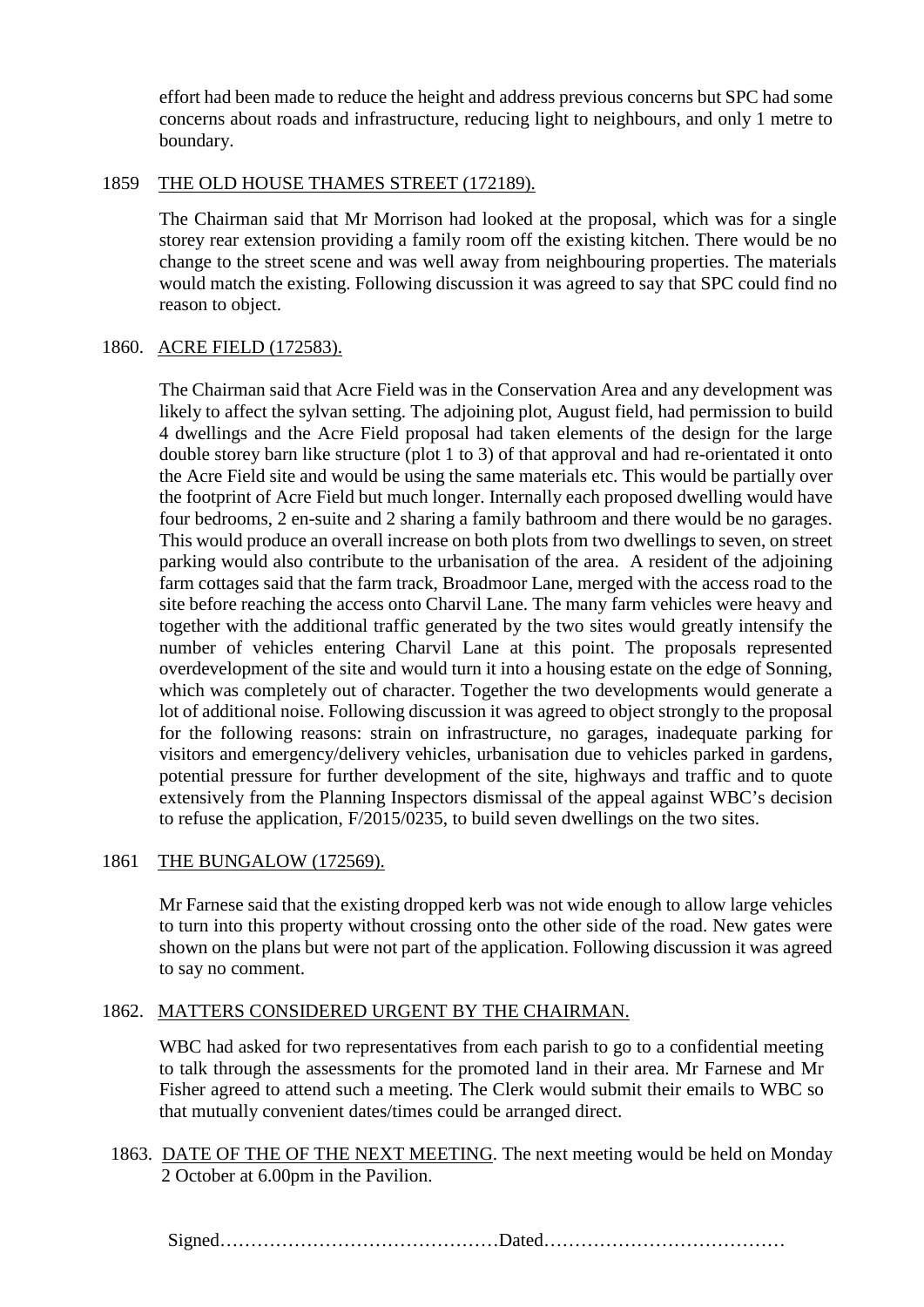effort had been made to reduce the height and address previous concerns but SPC had some concerns about roads and infrastructure, reducing light to neighbours, and only 1 metre to boundary.

1859 THE OLD HOUSE THAMES STREET (172189).

The Chairman said that Mr Morrison had looked at the proposal, which was for a single storey rear extension providing a family room off the existing kitchen. There would be no change to the street scene and was well away from neighbouring properties. The materials would match the existing. Following discussion it was agreed to say that SPC could find no reason to object.

1860. ACRE FIELD (172583).

The Chairman said that Acre Field was in the Conservation Area and any development was likely to affect the sylvan setting. The adjoining plot, August field, had permission to build 4 dwellings and the Acre Field proposal had taken elements of the design for the large double storey barn like structure (plot 1 to 3) of that approval and had re-orientated it onto the Acre Field site and would be using the same materials etc. This would be partially over the footprint of Acre Field but much longer. Internally each proposed dwelling would have four bedrooms, 2 en-suite and 2 sharing a family bathroom and there would be no garages. This would produce an overall increase on both plots from two dwellings to seven, on street parking would also contribute to the urbanisation of the area. A resident of the adjoining farm cottages said that the farm track, Broadmoor Lane, merged with the access road to the site before reaching the access onto Charvil Lane. The many farm vehicles were heavy and together with the additional traffic generated by the two sites would greatly intensify the number of vehicles entering Charvil Lane at this point. The proposals represented overdevelopment of the site and would turn it into a housing estate on the edge of Sonning, which was completely out of character. Together the two developments would generate a lot of additional noise. Following discussion it was agreed to object strongly to the proposal for the following reasons: strain on infrastructure, no garages, inadequate parking for visitors and emergency/delivery vehicles, urbanisation due to vehicles parked in gardens, potential pressure for further development of the site, highways and traffic and to quote extensively from the Planning Inspectors dismissal of the appeal against WBC's decision to refuse the application, F/2015/0235, to build seven dwellings on the two sites.

1861 THE BUNGALOW (172569).

Mr Farnese said that the existing dropped kerb was not wide enough to allow large vehicles to turn into this property without crossing onto the other side of the road. New gates were shown on the plans but were not part of the application. Following discussion it was agreed to say no comment.

1862. MATTERS CONSIDERED URGENT BY THE CHAIRMAN.

WBC had asked for two representatives from each parish to go to a confidential meeting to talk through the assessments for the promoted land in their area. Mr Farnese and Mr Fisher agreed to attend such a meeting. The Clerk would submit their emails to WBC so that mutually convenient dates/times could be arranged direct.

1863. DATE OF THE OF THE NEXT MEETING. The next meeting would be held on Monday 2 October at 6.00pm in the Pavilion.

Signed………………………………………Dated…………………………………